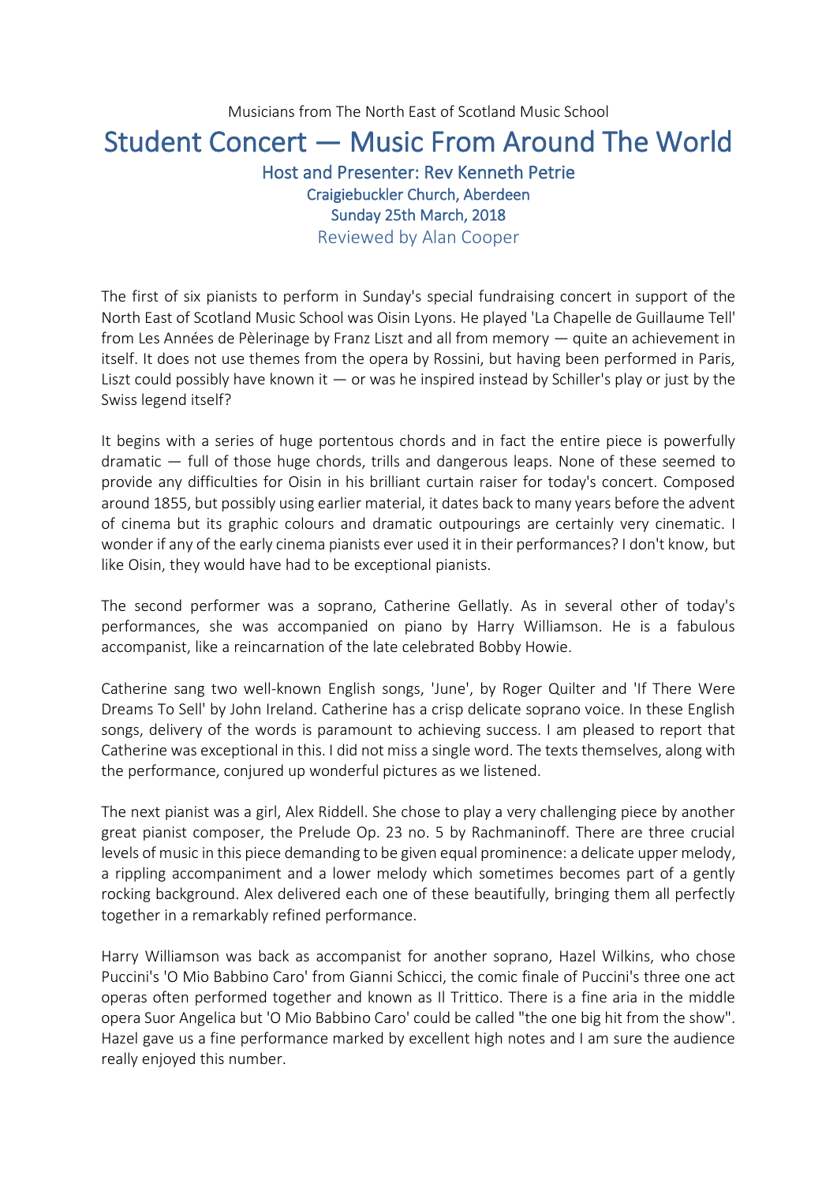Musicians from The North East of Scotland Music School

# Student Concert — Music From Around The World

### Host and Presenter: Rev Kenneth Petrie
### Craigiebuckler Church, Aberdeen
### Sunday 25th March, 2018

Reviewed by Alan Cooper

The first of six pianists to perform in Sunday's special fundraising concert in support of the North East of Scotland Music School was Oisin Lyons. He played 'La Chapelle de Guillaume Tell' from Les Années de Pèlerinage by Franz Liszt and all from memory — quite an achievement in itself. It does not use themes from the opera by Rossini, but having been performed in Paris, Liszt could possibly have known it — or was he inspired instead by Schiller's play or just by the Swiss legend itself?

It begins with a series of huge portentous chords and in fact the entire piece is powerfully dramatic — full of those huge chords, trills and dangerous leaps. None of these seemed to provide any difficulties for Oisin in his brilliant curtain raiser for today's concert. Composed around 1855, but possibly using earlier material, it dates back to many years before the advent of cinema but its graphic colours and dramatic outpourings are certainly very cinematic. I wonder if any of the early cinema pianists ever used it in their performances? I don't know, but like Oisin, they would have had to be exceptional pianists.

The second performer was a soprano, Catherine Gellatly. As in several other of today's performances, she was accompanied on piano by Harry Williamson. He is a fabulous accompanist, like a reincarnation of the late celebrated Bobby Howie.

Catherine sang two well-known English songs, 'June', by Roger Quilter and 'If There Were Dreams To Sell' by John Ireland. Catherine has a crisp delicate soprano voice. In these English songs, delivery of the words is paramount to achieving success. I am pleased to report that Catherine was exceptional in this. I did not miss a single word. The texts themselves, along with the performance, conjured up wonderful pictures as we listened.

The next pianist was a girl, Alex Riddell. She chose to play a very challenging piece by another great pianist composer, the Prelude Op. 23 no. 5 by Rachmaninoff. There are three crucial levels of music in this piece demanding to be given equal prominence: a delicate upper melody, a rippling accompaniment and a lower melody which sometimes becomes part of a gently rocking background. Alex delivered each one of these beautifully, bringing them all perfectly together in a remarkably refined performance.

Harry Williamson was back as accompanist for another soprano, Hazel Wilkins, who chose Puccini's 'O Mio Babbino Caro' from Gianni Schicci, the comic finale of Puccini's three one act operas often performed together and known as Il Trittico. There is a fine aria in the middle opera Suor Angelica but 'O Mio Babbino Caro' could be called "the one big hit from the show". Hazel gave us a fine performance marked by excellent high notes and I am sure the audience really enjoyed this number.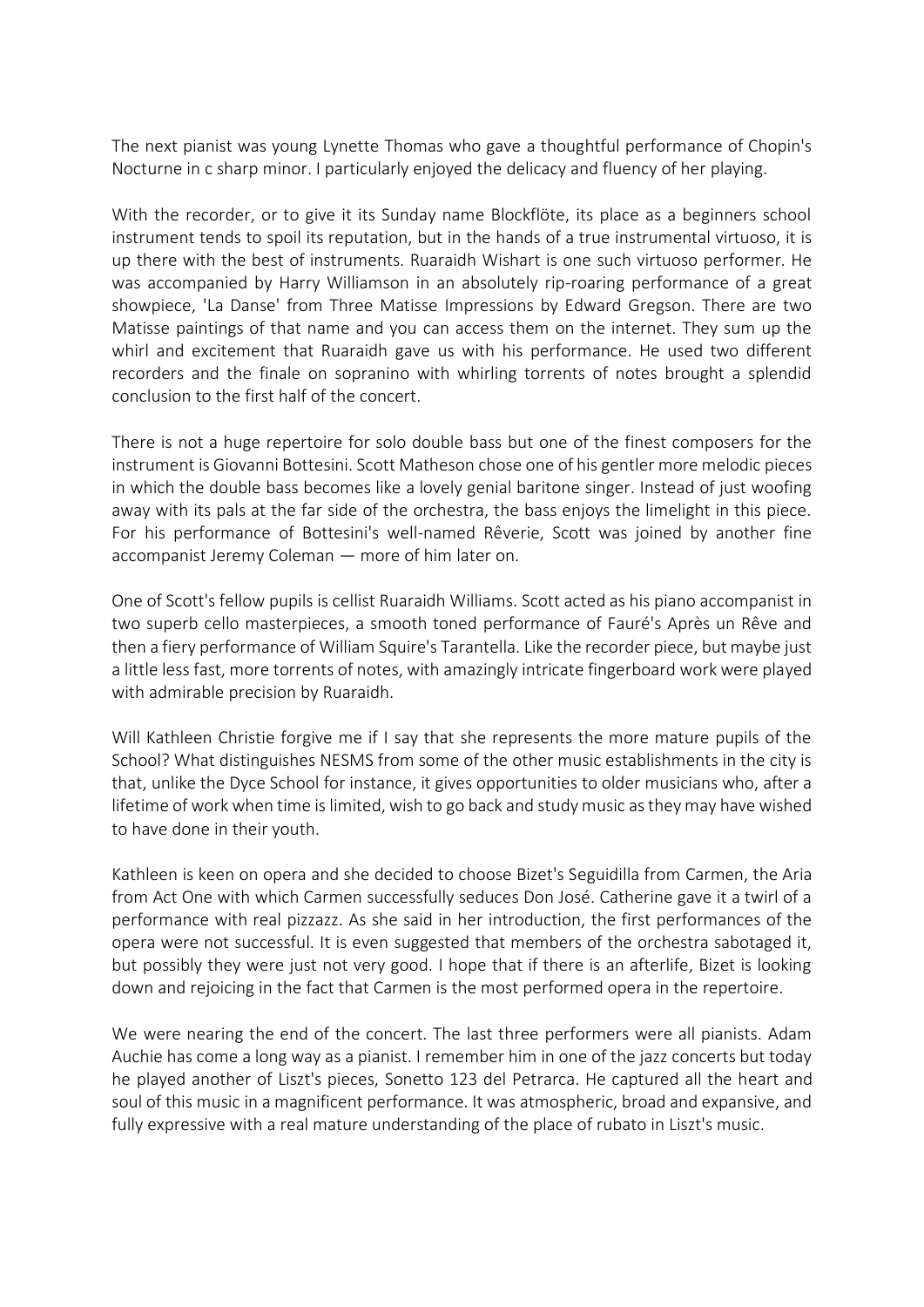The next pianist was young Lynette Thomas who gave a thoughtful performance of Chopin's Nocturne in c sharp minor. I particularly enjoyed the delicacy and fluency of her playing.

With the recorder, or to give it its Sunday name Blockflöte, its place as a beginners school instrument tends to spoil its reputation, but in the hands of a true instrumental virtuoso, it is up there with the best of instruments. Ruaraidh Wishart is one such virtuoso performer. He was accompanied by Harry Williamson in an absolutely rip-roaring performance of a great showpiece, 'La Danse' from Three Matisse Impressions by Edward Gregson. There are two Matisse paintings of that name and you can access them on the internet. They sum up the whirl and excitement that Ruaraidh gave us with his performance. He used two different recorders and the finale on sopranino with whirling torrents of notes brought a splendid conclusion to the first half of the concert.

There is not a huge repertoire for solo double bass but one of the finest composers for the instrument is Giovanni Bottesini. Scott Matheson chose one of his gentler more melodic pieces in which the double bass becomes like a lovely genial baritone singer. Instead of just woofing away with its pals at the far side of the orchestra, the bass enjoys the limelight in this piece. For his performance of Bottesini's well-named Rêverie, Scott was joined by another fine accompanist Jeremy Coleman — more of him later on.

One of Scott's fellow pupils is cellist Ruaraidh Williams. Scott acted as his piano accompanist in two superb cello masterpieces, a smooth toned performance of Fauré's Après un Rêve and then a fiery performance of William Squire's Tarantella. Like the recorder piece, but maybe just a little less fast, more torrents of notes, with amazingly intricate fingerboard work were played with admirable precision by Ruaraidh.

Will Kathleen Christie forgive me if I say that she represents the more mature pupils of the School? What distinguishes NESMS from some of the other music establishments in the city is that, unlike the Dyce School for instance, it gives opportunities to older musicians who, after a lifetime of work when time is limited, wish to go back and study music as they may have wished to have done in their youth.

Kathleen is keen on opera and she decided to choose Bizet's Seguidilla from Carmen, the Aria from Act One with which Carmen successfully seduces Don José. Catherine gave it a twirl of a performance with real pizzazz. As she said in her introduction, the first performances of the opera were not successful. It is even suggested that members of the orchestra sabotaged it, but possibly they were just not very good. I hope that if there is an afterlife, Bizet is looking down and rejoicing in the fact that Carmen is the most performed opera in the repertoire.

We were nearing the end of the concert. The last three performers were all pianists. Adam Auchie has come a long way as a pianist. I remember him in one of the jazz concerts but today he played another of Liszt's pieces, Sonetto 123 del Petrarca. He captured all the heart and soul of this music in a magnificent performance. It was atmospheric, broad and expansive, and fully expressive with a real mature understanding of the place of rubato in Liszt's music.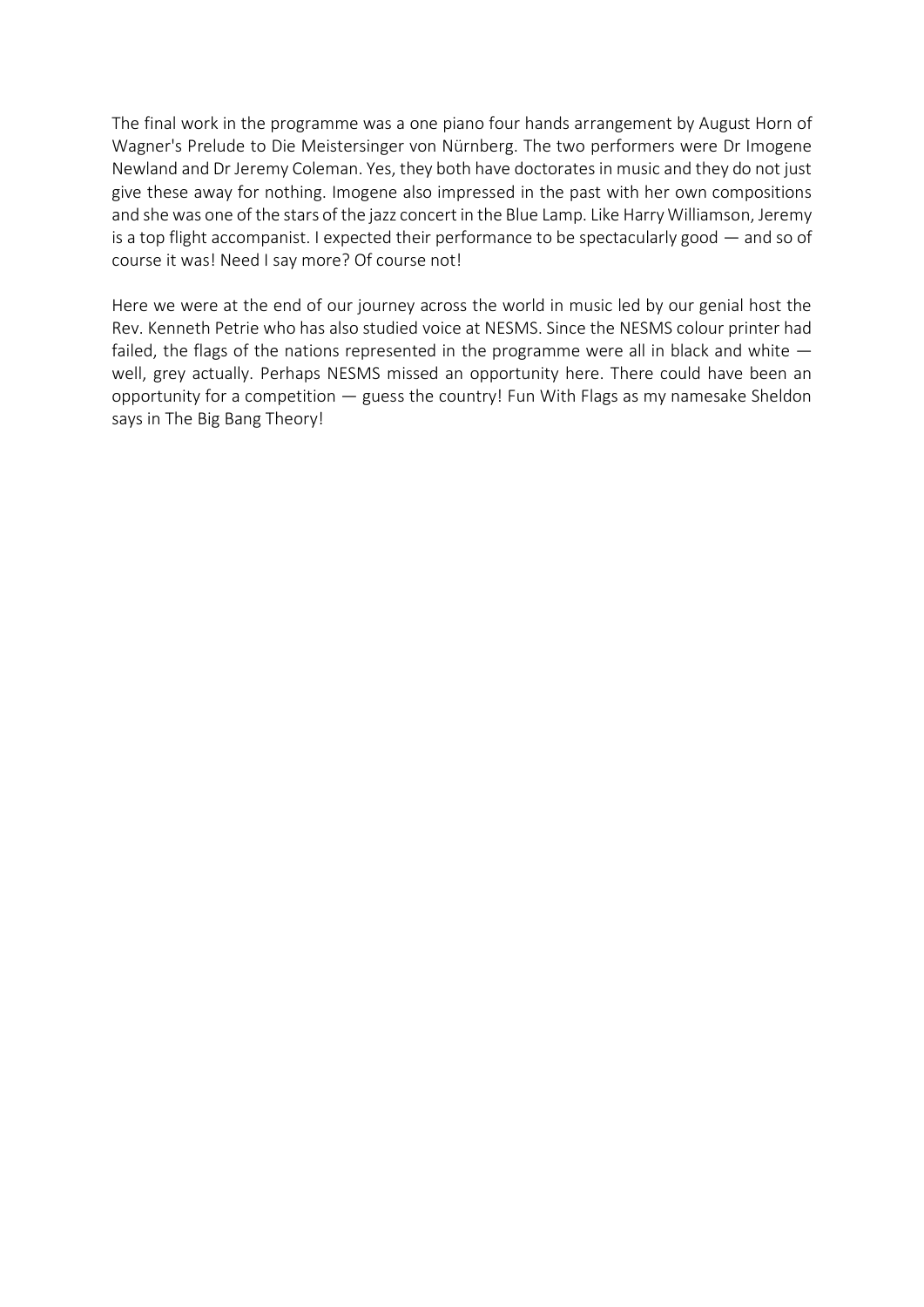The final work in the programme was a one piano four hands arrangement by August Horn of Wagner's Prelude to Die Meistersinger von Nürnberg. The two performers were Dr Imogene Newland and Dr Jeremy Coleman. Yes, they both have doctorates in music and they do not just give these away for nothing. Imogene also impressed in the past with her own compositions and she was one of the stars of the jazz concert in the Blue Lamp. Like Harry Williamson, Jeremy is a top flight accompanist. I expected their performance to be spectacularly good — and so of course it was! Need I say more? Of course not!

Here we were at the end of our journey across the world in music led by our genial host the Rev. Kenneth Petrie who has also studied voice at NESMS. Since the NESMS colour printer had failed, the flags of the nations represented in the programme were all in black and white — well, grey actually. Perhaps NESMS missed an opportunity here. There could have been an opportunity for a competition — guess the country! Fun With Flags as my namesake Sheldon says in The Big Bang Theory!